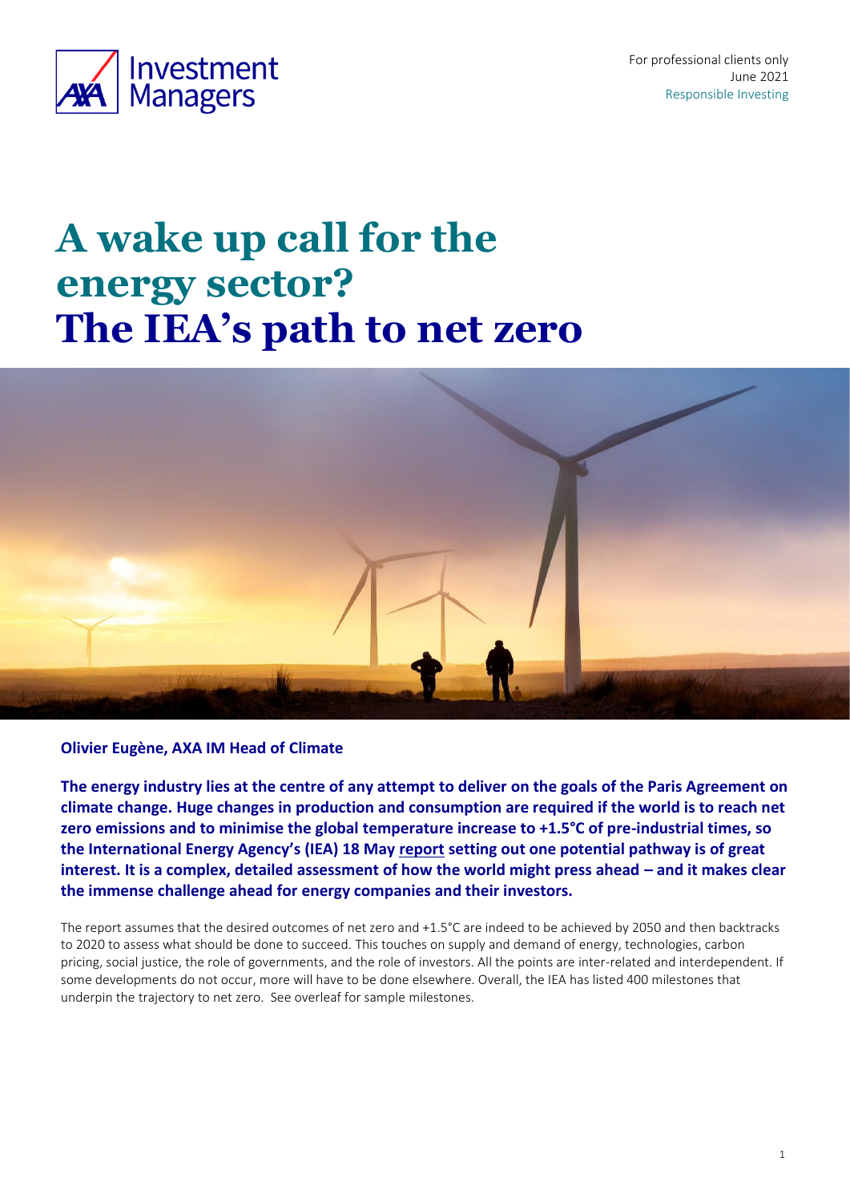For professional clients only
June 2021
Responsible Investing

# A wake up call for the energy sector?
# The IEA's path to net zero

**Olivier Eugène, AXA IM Head of Climate**

**The energy industry lies at the centre of any attempt to deliver on the goals of the Paris Agreement on climate change. Huge changes in production and consumption are required if the world is to reach net zero emissions and to minimise the global temperature increase to +1.5°C of pre-industrial times, so the International Energy Agency's (IEA) 18 May report setting out one potential pathway is of great interest. It is a complex, detailed assessment of how the world might press ahead – and it makes clear the immense challenge ahead for energy companies and their investors.**

The report assumes that the desired outcomes of net zero and +1.5°C are indeed to be achieved by 2050 and then backtracks to 2020 to assess what should be done to succeed. This touches on supply and demand of energy, technologies, carbon pricing, social justice, the role of governments, and the role of investors. All the points are inter-related and interdependent. If some developments do not occur, more will have to be done elsewhere. Overall, the IEA has listed 400 milestones that underpin the trajectory to net zero. See overleaf for sample milestones.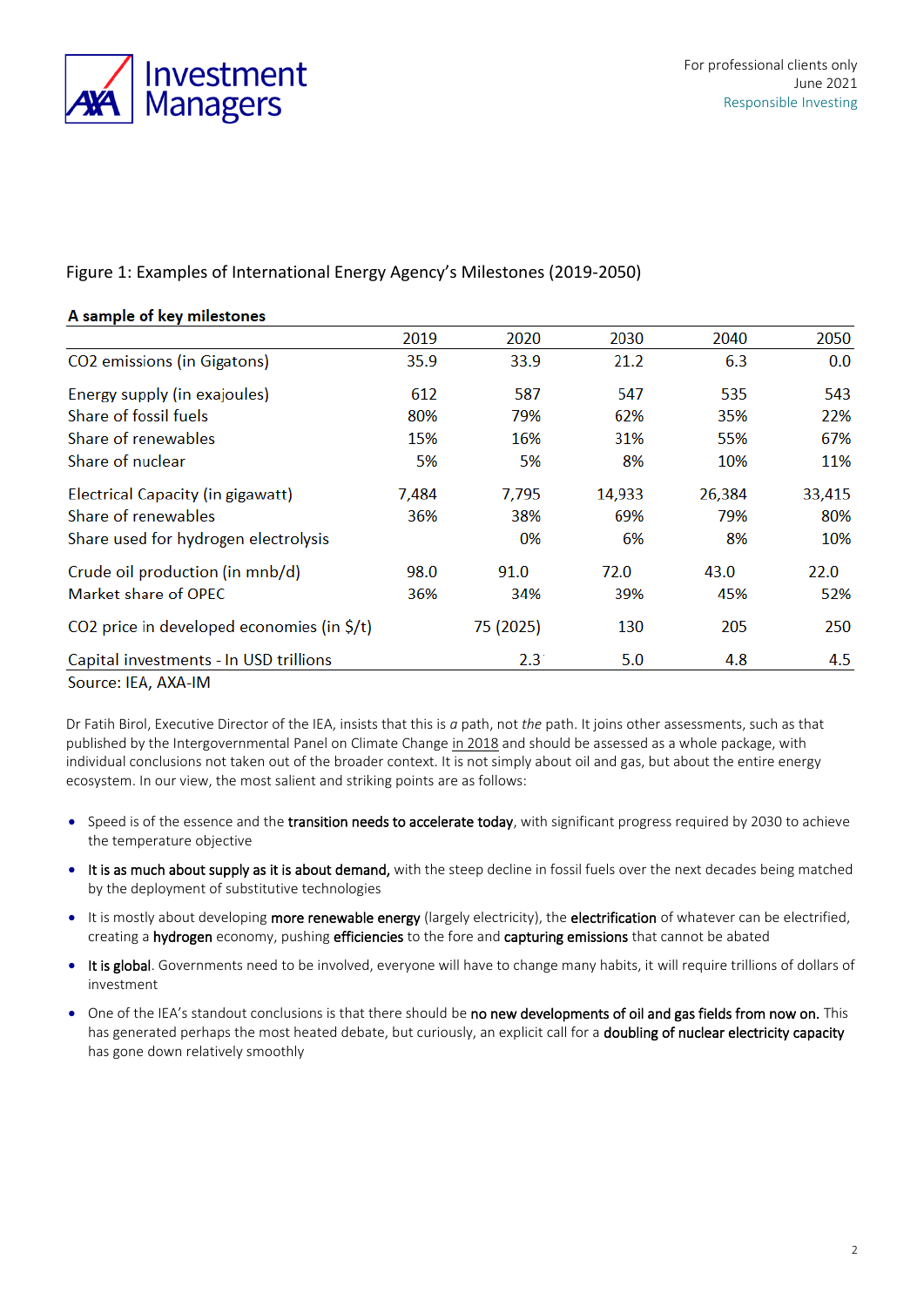Figure 1: Examples of International Energy Agency's Milestones (2019-2050)

| A sample of key milestones | 2019 | 2020 | 2030 | 2040 | 2050 |
|---|---|---|---|---|---|
| $CO_2$ emissions (in Gigatons) | 35.9 | 33.9 | 21.2 | 6.3 | 0.0 |
| Energy supply (in exajoules) | 612 | 587 | 547 | 535 | 543 |
| Share of fossil fuels | 80% | 79% | 62% | 35% | 22% |
| Share of renewables | 15% | 16% | 31% | 55% | 67% |
| Share of nuclear | 5% | 5% | 8% | 10% | 11% |
| Electrical Capacity (in gigawatt) | 7,484 | 7,795 | 14,933 | 26,384 | 33,415 |
| Share of renewables | 36% | 38% | 69% | 79% | 80% |
| Share used for hydrogen electrolysis | | 0% | 6% | 8% | 10% |
| Crude oil production (in mnb/d) | 98.0 | 91.0 | 72.0 | 43.0 | 22.0 |
| Market share of OPEC | 36% | 34% | 39% | 45% | 52% |
| $CO_2$ price in developed economies (in $/t) | | 75 (2025) | 130 | 205 | 250 |
| Capital investments - In USD trillions | | 2.3 | 5.0 | 4.8 | 4.5 |

Source: IEA, AXA-IM

Dr Fatih Birol, Executive Director of the IEA, insists that this is *a* path, not *the* path. It joins other assessments, such as that published by the Intergovernmental Panel on Climate Change in 2018 and should be assessed as a whole package, with individual conclusions not taken out of the broader context. It is not simply about oil and gas, but about the entire energy ecosystem. In our view, the most salient and striking points are as follows:

- Speed is of the essence and the **transition needs to accelerate today**, with significant progress required by 2030 to achieve the temperature objective
- **It is as much about supply as it is about demand,** with the steep decline in fossil fuels over the next decades being matched by the deployment of substitutive technologies
- It is mostly about developing **more renewable energy** (largely electricity), the **electrification** of whatever can be electrified, creating a **hydrogen** economy, pushing **efficiencies** to the fore and **capturing emissions** that cannot be abated
- **It is global**. Governments need to be involved, everyone will have to change many habits, it will require trillions of dollars of investment
- One of the IEA's standout conclusions is that there should be **no new developments of oil and gas fields from now on.** This has generated perhaps the most heated debate, but curiously, an explicit call for a **doubling of nuclear electricity capacity** has gone down relatively smoothly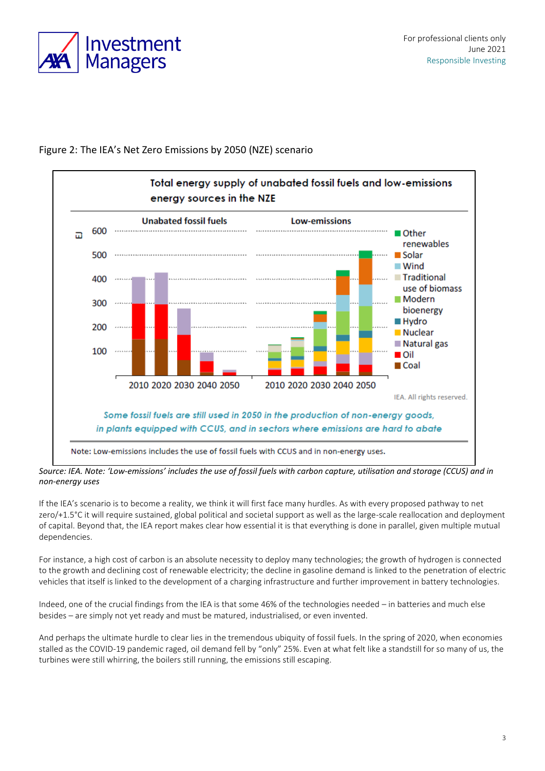Figure 2: The IEA's Net Zero Emissions by 2050 (NZE) scenario

**Total energy supply of unabated fossil fuels and low-emissions energy sources in the NZE**

Unabated fossil fuels | Low-emissions

EJ: 600, 500, 400, 300, 200, 100

2010 2020 2030 2040 2050 | 2010 2020 2030 2040 2050

Other renewables, Solar, Wind, Traditional use of biomass, Modern bioenergy, Hydro, Nuclear, Natural gas, Oil, Coal

IEA. All rights reserved.

*Some fossil fuels are still used in 2050 in the production of non-energy goods, in plants equipped with CCUS, and in sectors where emissions are hard to abate*

Note: Low-emissions includes the use of fossil fuels with CCUS and in non-energy uses.

*Source: IEA. Note: 'Low-emissions' includes the use of fossil fuels with carbon capture, utilisation and storage (CCUS) and in non-energy uses*

If the IEA's scenario is to become a reality, we think it will first face many hurdles. As with every proposed pathway to net zero/+1.5°C it will require sustained, global political and societal support as well as the large-scale reallocation and deployment of capital. Beyond that, the IEA report makes clear how essential it is that everything is done in parallel, given multiple mutual dependencies.

For instance, a high cost of carbon is an absolute necessity to deploy many technologies; the growth of hydrogen is connected to the growth and declining cost of renewable electricity; the decline in gasoline demand is linked to the penetration of electric vehicles that itself is linked to the development of a charging infrastructure and further improvement in battery technologies.

Indeed, one of the crucial findings from the IEA is that some 46% of the technologies needed – in batteries and much else besides – are simply not yet ready and must be matured, industrialised, or even invented.

And perhaps the ultimate hurdle to clear lies in the tremendous ubiquity of fossil fuels. In the spring of 2020, when economies stalled as the COVID-19 pandemic raged, oil demand fell by "only" 25%. Even at what felt like a standstill for so many of us, the turbines were still whirring, the boilers still running, the emissions still escaping.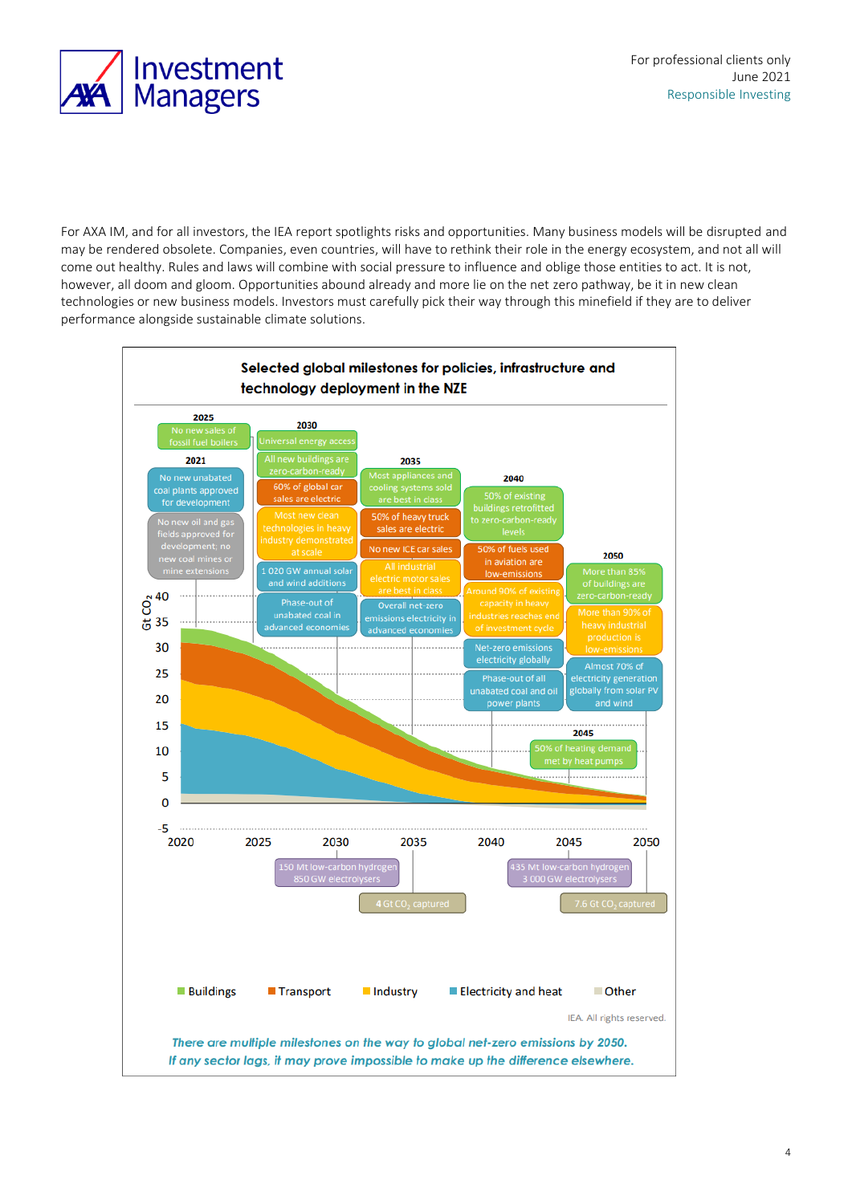For AXA IM, and for all investors, the IEA report spotlights risks and opportunities. Many business models will be disrupted and may be rendered obsolete. Companies, even countries, will have to rethink their role in the energy ecosystem, and not all will come out healthy. Rules and laws will combine with social pressure to influence and oblige those entities to act. It is not, however, all doom and gloom. Opportunities abound already and more lie on the net zero pathway, be it in new clean technologies or new business models. Investors must carefully pick their way through this minefield if they are to deliver performance alongside sustainable climate solutions.

**Selected global milestones for policies, infrastructure and technology deployment in the NZE**

**2021**
- No new unabated coal plants approved for development
- No new oil and gas fields approved for development; no new coal mines or mine extensions

**2025**
- No new sales of fossil fuel boilers

**2030**
- Universal energy access
- All new buildings are zero-carbon-ready
- 60% of global car sales are electric
- Most new clean technologies in heavy industry demonstrated at scale
- 1 020 GW annual solar and wind additions
- Phase-out of unabated coal in advanced economies
- 150 Mt low-carbon hydrogen, 850 GW electrolysers

**2035**
- Most appliances and cooling systems sold are best in class
- 50% of heavy truck sales are electric
- No new ICE car sales
- All industrial electric motor sales are best in class
- Overall net-zero emissions electricity in advanced economies
- 4 Gt $CO_2$ captured

**2040**
- 50% of existing buildings retrofitted to zero-carbon-ready levels
- 50% of fuels used in aviation are low-emissions
- Around 90% of existing capacity in heavy industries reaches end of investment cycle
- Net-zero emissions electricity globally
- Phase-out of all unabated coal and oil power plants

**2045**
- 50% of heating demand met by heat pumps
- 435 Mt low-carbon hydrogen, 3 000 GW electrolysers

**2050**
- More than 85% of buildings are zero-carbon-ready
- More than 90% of heavy industrial production is low-emissions
- Almost 70% of electricity generation globally from solar PV and wind
- 7.6 Gt $CO_2$ captured

Chart axis: Gt $CO_2$ (-5 to 40), 2020–2050. Legend: Buildings, Transport, Industry, Electricity and heat, Other.

IEA. All rights reserved.

*There are multiple milestones on the way to global net-zero emissions by 2050. If any sector lags, it may prove impossible to make up the difference elsewhere.*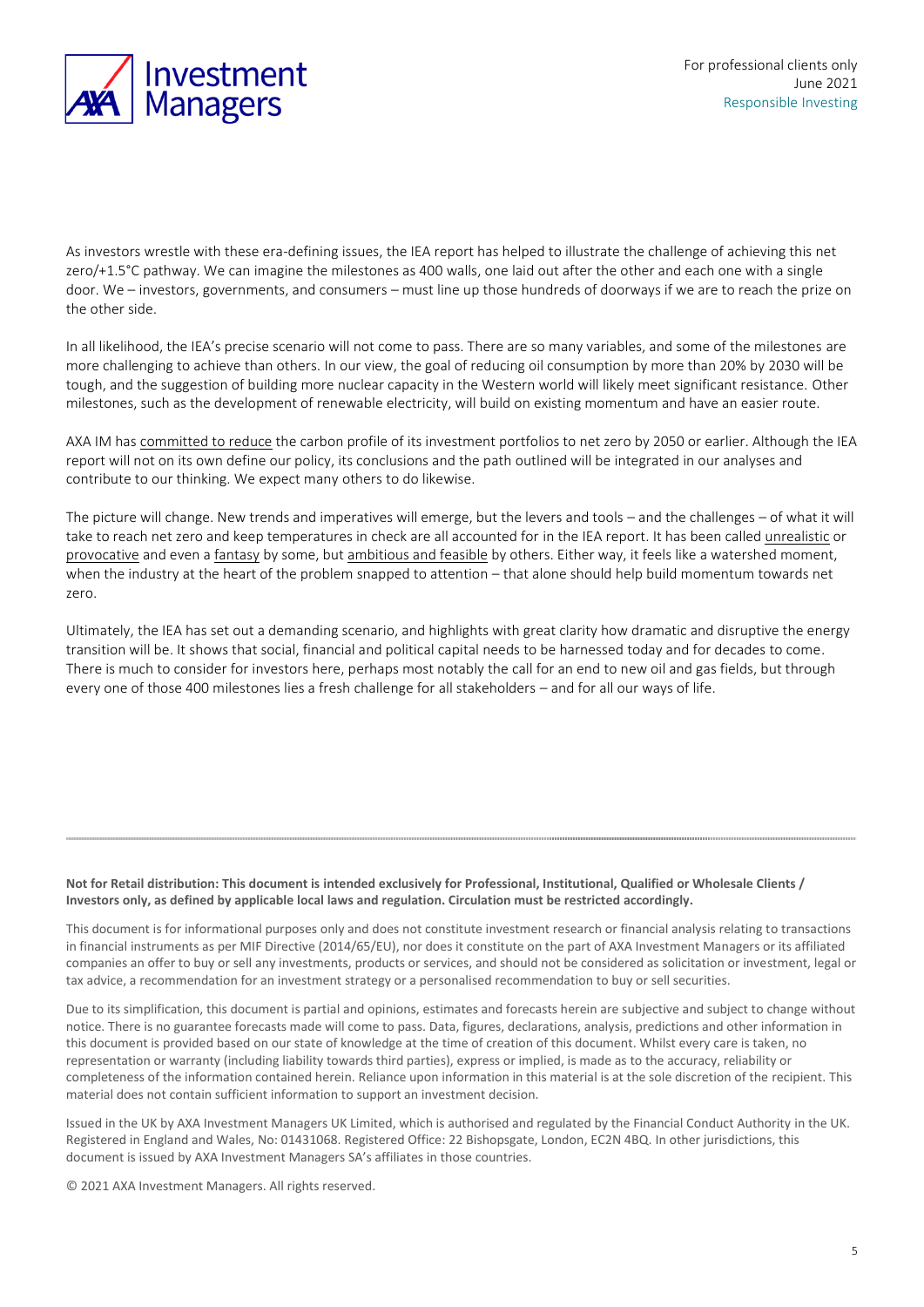As investors wrestle with these era-defining issues, the IEA report has helped to illustrate the challenge of achieving this net zero/+1.5°C pathway. We can imagine the milestones as 400 walls, one laid out after the other and each one with a single door. We – investors, governments, and consumers – must line up those hundreds of doorways if we are to reach the prize on the other side.

In all likelihood, the IEA's precise scenario will not come to pass. There are so many variables, and some of the milestones are more challenging to achieve than others. In our view, the goal of reducing oil consumption by more than 20% by 2030 will be tough, and the suggestion of building more nuclear capacity in the Western world will likely meet significant resistance. Other milestones, such as the development of renewable electricity, will build on existing momentum and have an easier route.

AXA IM has committed to reduce the carbon profile of its investment portfolios to net zero by 2050 or earlier. Although the IEA report will not on its own define our policy, its conclusions and the path outlined will be integrated in our analyses and contribute to our thinking. We expect many others to do likewise.

The picture will change. New trends and imperatives will emerge, but the levers and tools – and the challenges – of what it will take to reach net zero and keep temperatures in check are all accounted for in the IEA report. It has been called unrealistic or provocative and even a fantasy by some, but ambitious and feasible by others. Either way, it feels like a watershed moment, when the industry at the heart of the problem snapped to attention – that alone should help build momentum towards net zero.

Ultimately, the IEA has set out a demanding scenario, and highlights with great clarity how dramatic and disruptive the energy transition will be. It shows that social, financial and political capital needs to be harnessed today and for decades to come. There is much to consider for investors here, perhaps most notably the call for an end to new oil and gas fields, but through every one of those 400 milestones lies a fresh challenge for all stakeholders – and for all our ways of life.

---

**Not for Retail distribution: This document is intended exclusively for Professional, Institutional, Qualified or Wholesale Clients / Investors only, as defined by applicable local laws and regulation. Circulation must be restricted accordingly.**

This document is for informational purposes only and does not constitute investment research or financial analysis relating to transactions in financial instruments as per MIF Directive (2014/65/EU), nor does it constitute on the part of AXA Investment Managers or its affiliated companies an offer to buy or sell any investments, products or services, and should not be considered as solicitation or investment, legal or tax advice, a recommendation for an investment strategy or a personalised recommendation to buy or sell securities.

Due to its simplification, this document is partial and opinions, estimates and forecasts herein are subjective and subject to change without notice. There is no guarantee forecasts made will come to pass. Data, figures, declarations, analysis, predictions and other information in this document is provided based on our state of knowledge at the time of creation of this document. Whilst every care is taken, no representation or warranty (including liability towards third parties), express or implied, is made as to the accuracy, reliability or completeness of the information contained herein. Reliance upon information in this material is at the sole discretion of the recipient. This material does not contain sufficient information to support an investment decision.

Issued in the UK by AXA Investment Managers UK Limited, which is authorised and regulated by the Financial Conduct Authority in the UK. Registered in England and Wales, No: 01431068. Registered Office: 22 Bishopsgate, London, EC2N 4BQ. In other jurisdictions, this document is issued by AXA Investment Managers SA's affiliates in those countries.

© 2021 AXA Investment Managers. All rights reserved.